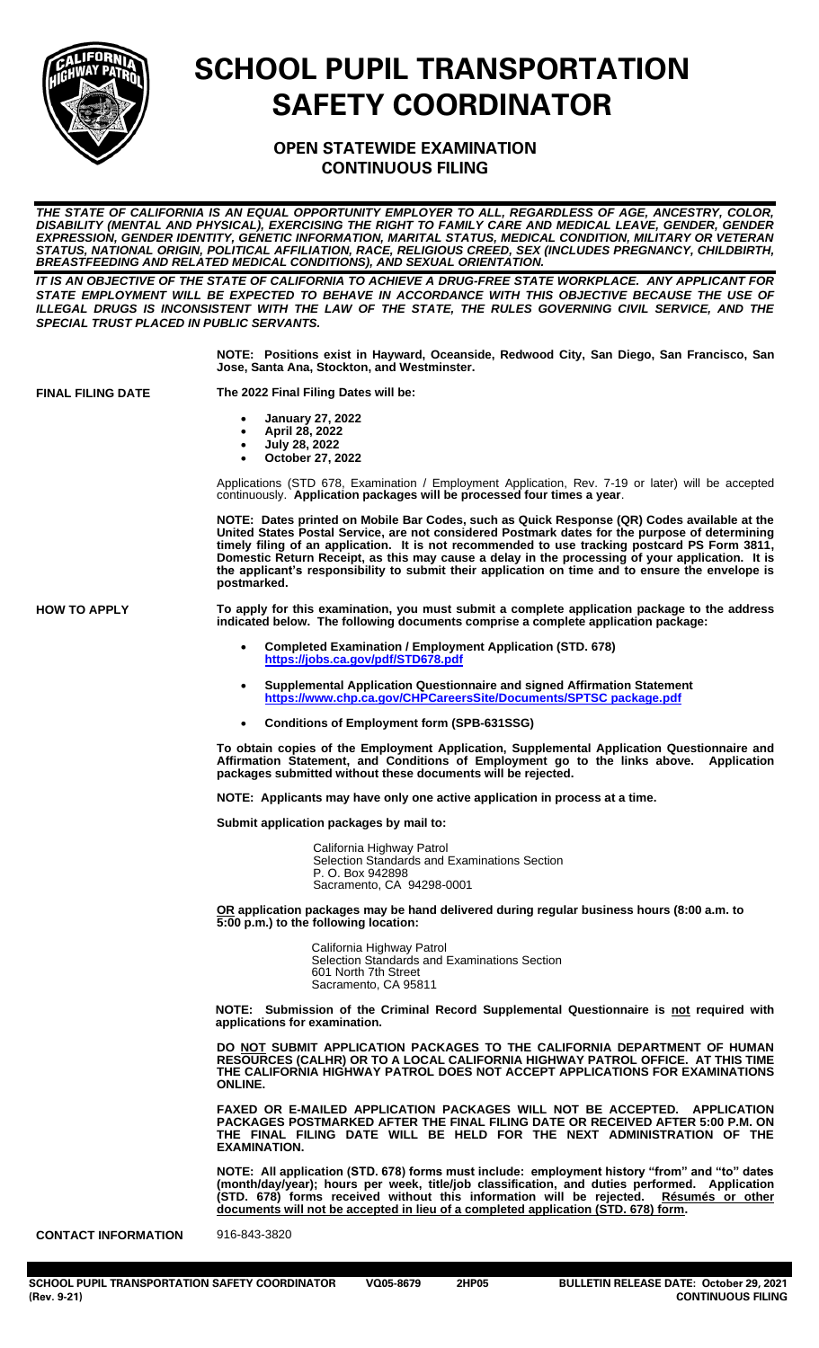# SCHOOL PUPIL TRANSPORTATION SAFETY COORDINATOR

## OPEN STATEWIDE EXAMINATION
## CONTINUOUS FILING

***THE STATE OF CALIFORNIA IS AN EQUAL OPPORTUNITY EMPLOYER TO ALL, REGARDLESS OF AGE, ANCESTRY, COLOR, DISABILITY (MENTAL AND PHYSICAL), EXERCISING THE RIGHT TO FAMILY CARE AND MEDICAL LEAVE, GENDER, GENDER EXPRESSION, GENDER IDENTITY, GENETIC INFORMATION, MARITAL STATUS, MEDICAL CONDITION, MILITARY OR VETERAN STATUS, NATIONAL ORIGIN, POLITICAL AFFILIATION, RACE, RELIGIOUS CREED, SEX (INCLUDES PREGNANCY, CHILDBIRTH, BREASTFEEDING AND RELATED MEDICAL CONDITIONS), AND SEXUAL ORIENTATION.***

***IT IS AN OBJECTIVE OF THE STATE OF CALIFORNIA TO ACHIEVE A DRUG-FREE STATE WORKPLACE. ANY APPLICANT FOR STATE EMPLOYMENT WILL BE EXPECTED TO BEHAVE IN ACCORDANCE WITH THIS OBJECTIVE BECAUSE THE USE OF ILLEGAL DRUGS IS INCONSISTENT WITH THE LAW OF THE STATE, THE RULES GOVERNING CIVIL SERVICE, AND THE SPECIAL TRUST PLACED IN PUBLIC SERVANTS.***

**NOTE: Positions exist in Hayward, Oceanside, Redwood City, San Diego, San Francisco, San Jose, Santa Ana, Stockton, and Westminster.**

**FINAL FILING DATE**

**The 2022 Final Filing Dates will be:**

- **January 27, 2022**
- **April 28, 2022**
- **July 28, 2022**
- **October 27, 2022**

Applications (STD 678, Examination / Employment Application, Rev. 7-19 or later) will be accepted continuously. **Application packages will be processed four times a year**.

**NOTE: Dates printed on Mobile Bar Codes, such as Quick Response (QR) Codes available at the United States Postal Service, are not considered Postmark dates for the purpose of determining timely filing of an application. It is not recommended to use tracking postcard PS Form 3811, Domestic Return Receipt, as this may cause a delay in the processing of your application. It is the applicant's responsibility to submit their application on time and to ensure the envelope is postmarked.**

**HOW TO APPLY**

**To apply for this examination, you must submit a complete application package to the address indicated below. The following documents comprise a complete application package:**

- **Completed Examination / Employment Application (STD. 678)**
  **https://jobs.ca.gov/pdf/STD678.pdf**
- **Supplemental Application Questionnaire and signed Affirmation Statement**
  **https://www.chp.ca.gov/CHPCareersSite/Documents/SPTSC package.pdf**
- **Conditions of Employment form (SPB-631SSG)**

**To obtain copies of the Employment Application, Supplemental Application Questionnaire and Affirmation Statement, and Conditions of Employment go to the links above. Application packages submitted without these documents will be rejected.**

**NOTE: Applicants may have only one active application in process at a time.**

**Submit application packages by mail to:**

California Highway Patrol
Selection Standards and Examinations Section
P. O. Box 942898
Sacramento, CA 94298-0001

**OR application packages may be hand delivered during regular business hours (8:00 a.m. to 5:00 p.m.) to the following location:**

California Highway Patrol
Selection Standards and Examinations Section
601 North 7th Street
Sacramento, CA 95811

**NOTE: Submission of the Criminal Record Supplemental Questionnaire is not required with applications for examination.**

**DO NOT SUBMIT APPLICATION PACKAGES TO THE CALIFORNIA DEPARTMENT OF HUMAN RESOURCES (CALHR) OR TO A LOCAL CALIFORNIA HIGHWAY PATROL OFFICE. AT THIS TIME THE CALIFORNIA HIGHWAY PATROL DOES NOT ACCEPT APPLICATIONS FOR EXAMINATIONS ONLINE.**

**FAXED OR E-MAILED APPLICATION PACKAGES WILL NOT BE ACCEPTED. APPLICATION PACKAGES POSTMARKED AFTER THE FINAL FILING DATE OR RECEIVED AFTER 5:00 P.M. ON THE FINAL FILING DATE WILL BE HELD FOR THE NEXT ADMINISTRATION OF THE EXAMINATION.**

**NOTE: All application (STD. 678) forms must include: employment history "from" and "to" dates (month/day/year); hours per week, title/job classification, and duties performed. Application (STD. 678) forms received without this information will be rejected. Résumés or other documents will not be accepted in lieu of a completed application (STD. 678) form.**

**CONTACT INFORMATION**

916-843-3820

**SCHOOL PUPIL TRANSPORTATION SAFETY COORDINATOR (Rev. 9-21)** **VQ05-8679** **2HP05** **BULLETIN RELEASE DATE: October 29, 2021** **CONTINUOUS FILING**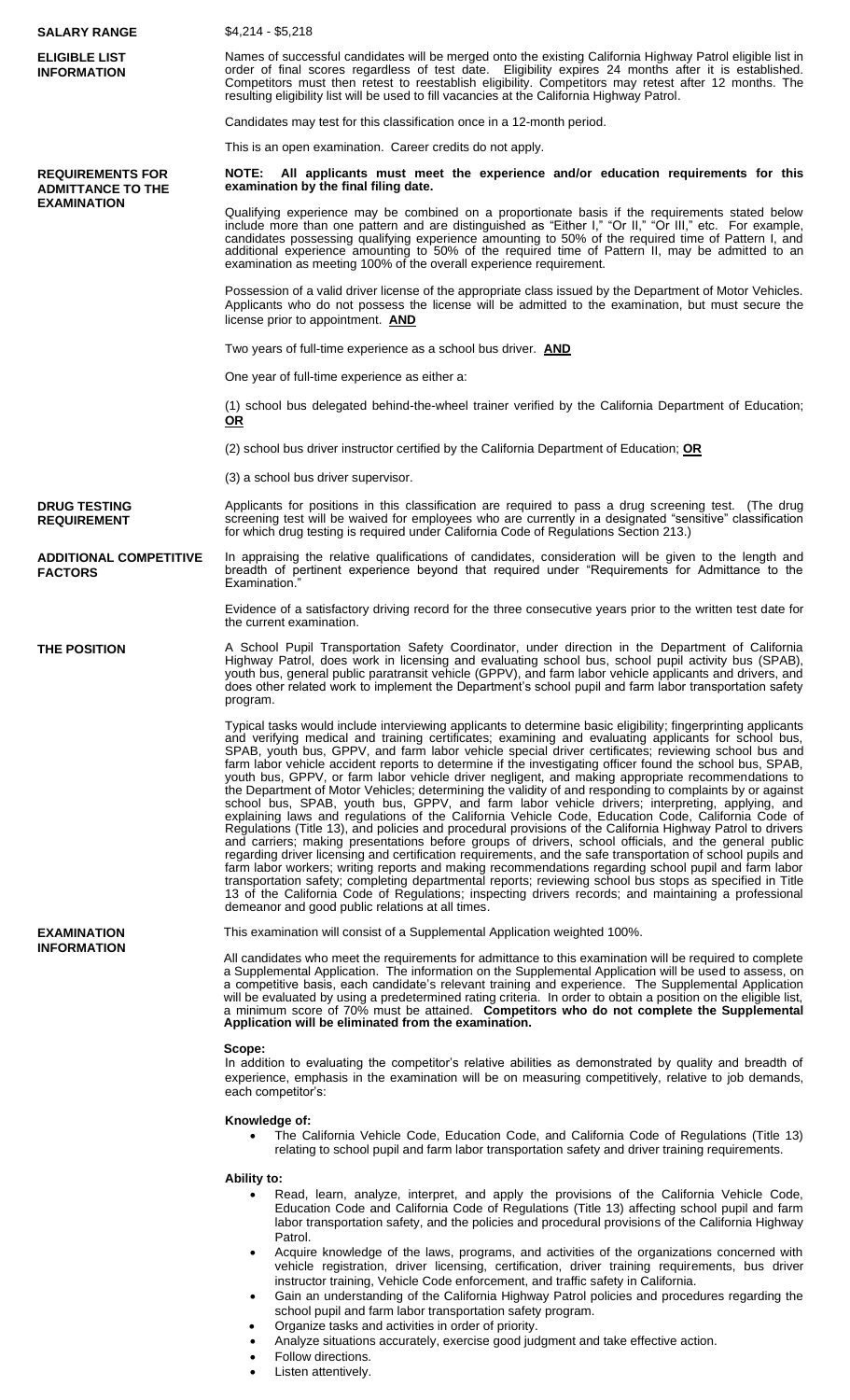## SALARY RANGE

$4,214 - $5,218

## ELIGIBLE LIST INFORMATION

Names of successful candidates will be merged onto the existing California Highway Patrol eligible list in order of final scores regardless of test date. Eligibility expires 24 months after it is established. Competitors must then retest to reestablish eligibility. Competitors may retest after 12 months. The resulting eligibility list will be used to fill vacancies at the California Highway Patrol.

Candidates may test for this classification once in a 12-month period.

This is an open examination. Career credits do not apply.

## REQUIREMENTS FOR ADMITTANCE TO THE EXAMINATION

**NOTE: All applicants must meet the experience and/or education requirements for this examination by the final filing date.**

Qualifying experience may be combined on a proportionate basis if the requirements stated below include more than one pattern and are distinguished as "Either I," "Or II," "Or III," etc. For example, candidates possessing qualifying experience amounting to 50% of the required time of Pattern I, and additional experience amounting to 50% of the required time of Pattern II, may be admitted to an examination as meeting 100% of the overall experience requirement.

Possession of a valid driver license of the appropriate class issued by the Department of Motor Vehicles. Applicants who do not possess the license will be admitted to the examination, but must secure the license prior to appointment. **AND**

Two years of full-time experience as a school bus driver. **AND**

One year of full-time experience as either a:

(1) school bus delegated behind-the-wheel trainer verified by the California Department of Education; **OR**

(2) school bus driver instructor certified by the California Department of Education; **OR**

(3) a school bus driver supervisor.

## DRUG TESTING REQUIREMENT

Applicants for positions in this classification are required to pass a drug screening test. (The drug screening test will be waived for employees who are currently in a designated "sensitive" classification for which drug testing is required under California Code of Regulations Section 213.)

## ADDITIONAL COMPETITIVE FACTORS

In appraising the relative qualifications of candidates, consideration will be given to the length and breadth of pertinent experience beyond that required under "Requirements for Admittance to the Examination."

Evidence of a satisfactory driving record for the three consecutive years prior to the written test date for the current examination.

## THE POSITION

A School Pupil Transportation Safety Coordinator, under direction in the Department of California Highway Patrol, does work in licensing and evaluating school bus, school pupil activity bus (SPAB), youth bus, general public paratransit vehicle (GPPV), and farm labor vehicle applicants and drivers, and does other related work to implement the Department's school pupil and farm labor transportation safety program.

Typical tasks would include interviewing applicants to determine basic eligibility; fingerprinting applicants and verifying medical and training certificates; examining and evaluating applicants for school bus, SPAB, youth bus, GPPV, and farm labor vehicle special driver certificates; reviewing school bus and farm labor vehicle accident reports to determine if the investigating officer found the school bus, SPAB, youth bus, GPPV, or farm labor vehicle driver negligent, and making appropriate recommendations to the Department of Motor Vehicles; determining the validity of and responding to complaints by or against school bus, SPAB, youth bus, GPPV, and farm labor vehicle drivers; interpreting, applying, and explaining laws and regulations of the California Vehicle Code, Education Code, California Code of Regulations (Title 13), and policies and procedural provisions of the California Highway Patrol to drivers and carriers; making presentations before groups of drivers, school officials, and the general public regarding driver licensing and certification requirements, and the safe transportation of school pupils and farm labor workers; writing reports and making recommendations regarding school pupil and farm labor transportation safety; completing departmental reports; reviewing school bus stops as specified in Title 13 of the California Code of Regulations; inspecting drivers records; and maintaining a professional demeanor and good public relations at all times.

## EXAMINATION INFORMATION

This examination will consist of a Supplemental Application weighted 100%.

All candidates who meet the requirements for admittance to this examination will be required to complete a Supplemental Application. The information on the Supplemental Application will be used to assess, on a competitive basis, each candidate's relevant training and experience. The Supplemental Application will be evaluated by using a predetermined rating criteria. In order to obtain a position on the eligible list, a minimum score of 70% must be attained. **Competitors who do not complete the Supplemental Application will be eliminated from the examination.**

**Scope:**
In addition to evaluating the competitor's relative abilities as demonstrated by quality and breadth of experience, emphasis in the examination will be on measuring competitively, relative to job demands, each competitor's:

**Knowledge of:**

- The California Vehicle Code, Education Code, and California Code of Regulations (Title 13) relating to school pupil and farm labor transportation safety and driver training requirements.

**Ability to:**

- Read, learn, analyze, interpret, and apply the provisions of the California Vehicle Code, Education Code and California Code of Regulations (Title 13) affecting school pupil and farm labor transportation safety, and the policies and procedural provisions of the California Highway Patrol.
- Acquire knowledge of the laws, programs, and activities of the organizations concerned with vehicle registration, driver licensing, certification, driver training requirements, bus driver instructor training, Vehicle Code enforcement, and traffic safety in California.
- Gain an understanding of the California Highway Patrol policies and procedures regarding the school pupil and farm labor transportation safety program.
- Organize tasks and activities in order of priority.
- Analyze situations accurately, exercise good judgment and take effective action.
- Follow directions.
- Listen attentively.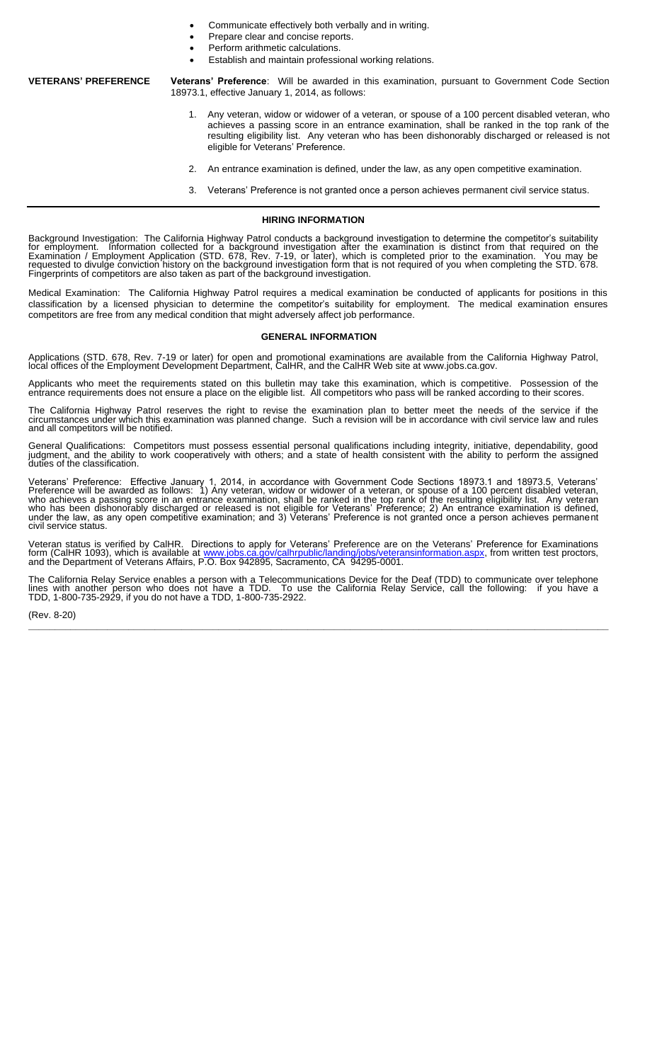- Communicate effectively both verbally and in writing.
- Prepare clear and concise reports.
- Perform arithmetic calculations.
- Establish and maintain professional working relations.

**VETERANS' PREFERENCE**

**Veterans' Preference**: Will be awarded in this examination, pursuant to Government Code Section 18973.1, effective January 1, 2014, as follows:

1. Any veteran, widow or widower of a veteran, or spouse of a 100 percent disabled veteran, who achieves a passing score in an entrance examination, shall be ranked in the top rank of the resulting eligibility list. Any veteran who has been dishonorably discharged or released is not eligible for Veterans' Preference.
2. An entrance examination is defined, under the law, as any open competitive examination.
3. Veterans' Preference is not granted once a person achieves permanent civil service status.

## HIRING INFORMATION

Background Investigation: The California Highway Patrol conducts a background investigation to determine the competitor's suitability for employment. Information collected for a background investigation after the examination is distinct from that required on the Examination / Employment Application (STD. 678, Rev. 7-19, or later), which is completed prior to the examination. You may be requested to divulge conviction history on the background investigation form that is not required of you when completing the STD. 678. Fingerprints of competitors are also taken as part of the background investigation.

Medical Examination: The California Highway Patrol requires a medical examination be conducted of applicants for positions in this classification by a licensed physician to determine the competitor's suitability for employment. The medical examination ensures competitors are free from any medical condition that might adversely affect job performance.

## GENERAL INFORMATION

Applications (STD. 678, Rev. 7-19 or later) for open and promotional examinations are available from the California Highway Patrol, local offices of the Employment Development Department, CalHR, and the CalHR Web site at www.jobs.ca.gov.

Applicants who meet the requirements stated on this bulletin may take this examination, which is competitive. Possession of the entrance requirements does not ensure a place on the eligible list. All competitors who pass will be ranked according to their scores.

The California Highway Patrol reserves the right to revise the examination plan to better meet the needs of the service if the circumstances under which this examination was planned change. Such a revision will be in accordance with civil service law and rules and all competitors will be notified.

General Qualifications: Competitors must possess essential personal qualifications including integrity, initiative, dependability, good judgment, and the ability to work cooperatively with others; and a state of health consistent with the ability to perform the assigned duties of the classification.

Veterans' Preference: Effective January 1, 2014, in accordance with Government Code Sections 18973.1 and 18973.5, Veterans' Preference will be awarded as follows: 1) Any veteran, widow or widower of a veteran, or spouse of a 100 percent disabled veteran, who achieves a passing score in an entrance examination, shall be ranked in the top rank of the resulting eligibility list. Any veteran who has been dishonorably discharged or released is not eligible for Veterans' Preference; 2) An entrance examination is defined, under the law, as any open competitive examination; and 3) Veterans' Preference is not granted once a person achieves permanent civil service status.

Veteran status is verified by CalHR. Directions to apply for Veterans' Preference are on the Veterans' Preference for Examinations form (CalHR 1093), which is available at www.jobs.ca.gov/calhrpublic/landing/jobs/veteransinformation.aspx, from written test proctors, and the Department of Veterans Affairs, P.O. Box 942895, Sacramento, CA 94295-0001.

The California Relay Service enables a person with a Telecommunications Device for the Deaf (TDD) to communicate over telephone lines with another person who does not have a TDD. To use the California Relay Service, call the following: if you have a TDD, 1-800-735-2929, if you do not have a TDD, 1-800-735-2922.

(Rev. 8-20)